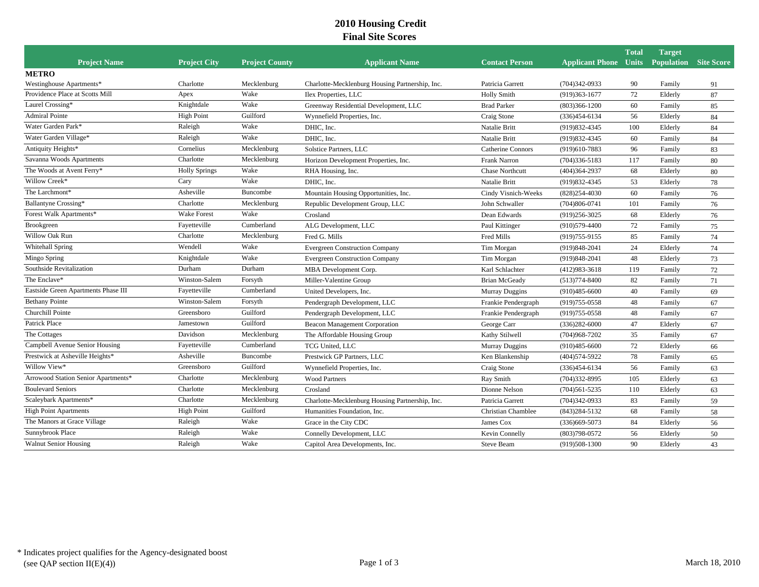# 2010 Housing Credit
## Final Site Scores

| Project Name | Project City | Project County | Applicant Name | Contact Person | Applicant Phone | Total Units | Target Population | Site Score |
|---|---|---|---|---|---|---|---|---|
| **METRO** | | | | | | | | |
| Westinghouse Apartments* | Charlotte | Mecklenburg | Charlotte-Mecklenburg Housing Partnership, Inc. | Patricia Garrett | (704)342-0933 | 90 | Family | 91 |
| Providence Place at Scotts Mill | Apex | Wake | Ilex Properties, LLC | Holly Smith | (919)363-1677 | 72 | Elderly | 87 |
| Laurel Crossing* | Knightdale | Wake | Greenway Residential Development, LLC | Brad Parker | (803)366-1200 | 60 | Family | 85 |
| Admiral Pointe | High Point | Guilford | Wynnefield Properties, Inc. | Craig Stone | (336)454-6134 | 56 | Elderly | 84 |
| Water Garden Park* | Raleigh | Wake | DHIC, Inc. | Natalie Britt | (919)832-4345 | 100 | Elderly | 84 |
| Water Garden Village* | Raleigh | Wake | DHIC, Inc. | Natalie Britt | (919)832-4345 | 60 | Family | 84 |
| Antiquity Heights* | Cornelius | Mecklenburg | Solstice Partners, LLC | Catherine Connors | (919)610-7883 | 96 | Family | 83 |
| Savanna Woods Apartments | Charlotte | Mecklenburg | Horizon Development Properties, Inc. | Frank Narron | (704)336-5183 | 117 | Family | 80 |
| The Woods at Avent Ferry* | Holly Springs | Wake | RHA Housing, Inc. | Chase Northcutt | (404)364-2937 | 68 | Elderly | 80 |
| Willow Creek* | Cary | Wake | DHIC, Inc. | Natalie Britt | (919)832-4345 | 53 | Elderly | 78 |
| The Larchmont* | Asheville | Buncombe | Mountain Housing Opportunities, Inc. | Cindy Visnich-Weeks | (828)254-4030 | 60 | Family | 76 |
| Ballantyne Crossing* | Charlotte | Mecklenburg | Republic Development Group, LLC | John Schwaller | (704)806-0741 | 101 | Family | 76 |
| Forest Walk Apartments* | Wake Forest | Wake | Crosland | Dean Edwards | (919)256-3025 | 68 | Elderly | 76 |
| Brookgreen | Fayetteville | Cumberland | ALG Development, LLC | Paul Kittinger | (910)579-4400 | 72 | Family | 75 |
| Willow Oak Run | Charlotte | Mecklenburg | Fred G. Mills | Fred Mills | (919)755-9155 | 85 | Family | 74 |
| Whitehall Spring | Wendell | Wake | Evergreen Construction Company | Tim Morgan | (919)848-2041 | 24 | Elderly | 74 |
| Mingo Spring | Knightdale | Wake | Evergreen Construction Company | Tim Morgan | (919)848-2041 | 48 | Elderly | 73 |
| Southside Revitalization | Durham | Durham | MBA Development Corp. | Karl Schlachter | (412)983-3618 | 119 | Family | 72 |
| The Enclave* | Winston-Salem | Forsyth | Miller-Valentine Group | Brian McGeady | (513)774-8400 | 82 | Family | 71 |
| Eastside Green Apartments Phase III | Fayetteville | Cumberland | United Developers, Inc. | Murray Duggins | (910)485-6600 | 40 | Family | 69 |
| Bethany Pointe | Winston-Salem | Forsyth | Pendergraph Development, LLC | Frankie Pendergraph | (919)755-0558 | 48 | Family | 67 |
| Churchill Pointe | Greensboro | Guilford | Pendergraph Development, LLC | Frankie Pendergraph | (919)755-0558 | 48 | Family | 67 |
| Patrick Place | Jamestown | Guilford | Beacon Management Corporation | George Carr | (336)282-6000 | 47 | Elderly | 67 |
| The Cottages | Davidson | Mecklenburg | The Affordable Housing Group | Kathy Stilwell | (704)968-7202 | 35 | Family | 67 |
| Campbell Avenue Senior Housing | Fayetteville | Cumberland | TCG United, LLC | Murray Duggins | (910)485-6600 | 72 | Elderly | 66 |
| Prestwick at Asheville Heights* | Asheville | Buncombe | Prestwick GP Partners, LLC | Ken Blankenship | (404)574-5922 | 78 | Family | 65 |
| Willow View* | Greensboro | Guilford | Wynnefield Properties, Inc. | Craig Stone | (336)454-6134 | 56 | Family | 63 |
| Arrowood Station Senior Apartments* | Charlotte | Mecklenburg | Wood Partners | Ray Smith | (704)332-8995 | 105 | Elderly | 63 |
| Boulevard Seniors | Charlotte | Mecklenburg | Crosland | Dionne Nelson | (704)561-5235 | 110 | Elderly | 63 |
| Scaleybark Apartments* | Charlotte | Mecklenburg | Charlotte-Mecklenburg Housing Partnership, Inc. | Patricia Garrett | (704)342-0933 | 83 | Family | 59 |
| High Point Apartments | High Point | Guilford | Humanities Foundation, Inc. | Christian Chamblee | (843)284-5132 | 68 | Family | 58 |
| The Manors at Grace Village | Raleigh | Wake | Grace in the City CDC | James Cox | (336)669-5073 | 84 | Elderly | 56 |
| Sunnybrook Place | Raleigh | Wake | Connelly Development, LLC | Kevin Connelly | (803)798-0572 | 56 | Elderly | 50 |
| Walnut Senior Housing | Raleigh | Wake | Capitol Area Developments, Inc. | Steve Beam | (919)508-1300 | 90 | Elderly | 43 |

* Indicates project qualifies for the Agency-designated boost (see QAP section II(E)(4))

March 18, 2010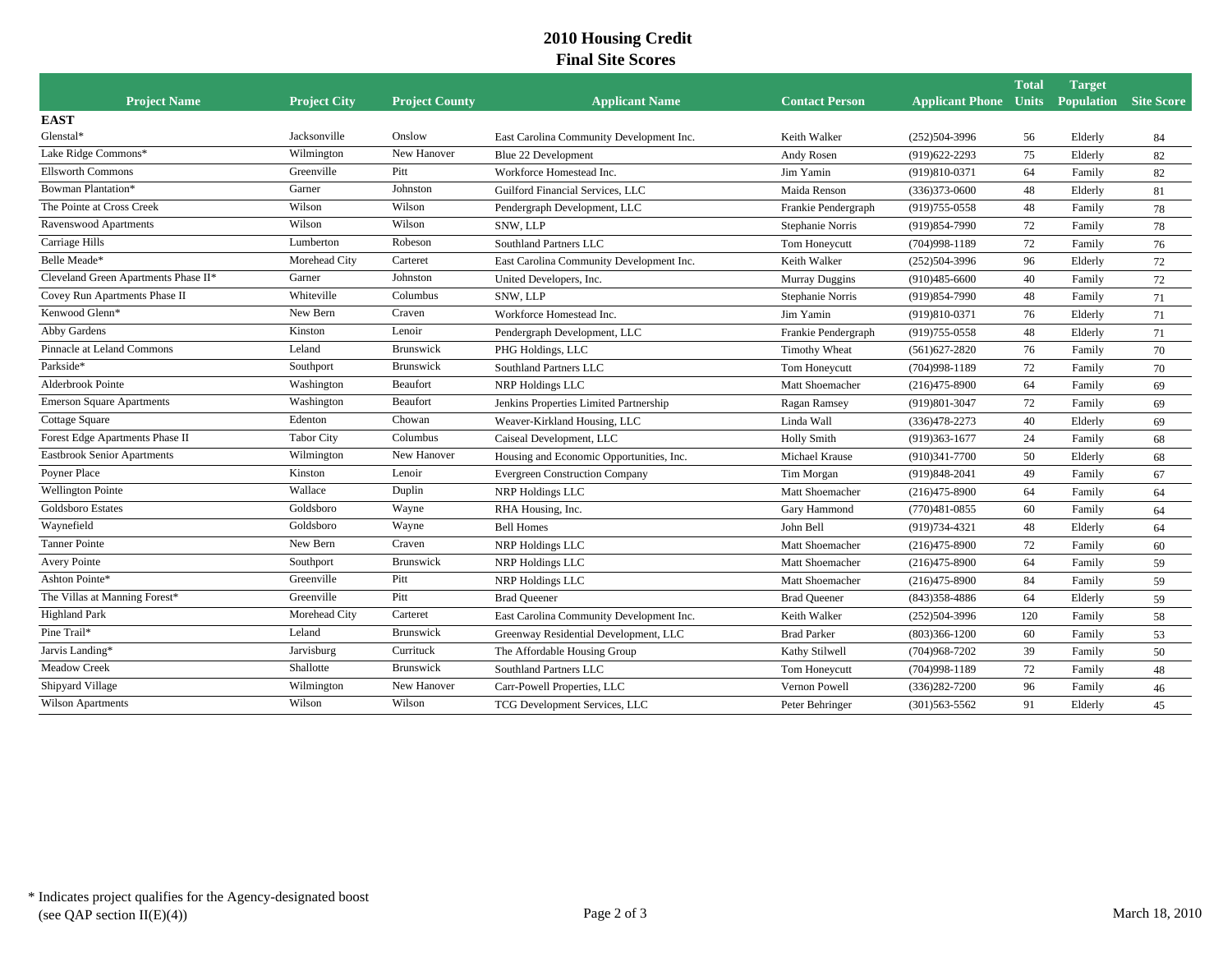# 2010 Housing Credit
## Final Site Scores

| Project Name | Project City | Project County | Applicant Name | Contact Person | Applicant Phone | Total Units | Target Population | Site Score |
|---|---|---|---|---|---|---|---|---|
| **EAST** | | | | | | | | |
| Glenstal* | Jacksonville | Onslow | East Carolina Community Development Inc. | Keith Walker | (252)504-3996 | 56 | Elderly | 84 |
| Lake Ridge Commons* | Wilmington | New Hanover | Blue 22 Development | Andy Rosen | (919)622-2293 | 75 | Elderly | 82 |
| Ellsworth Commons | Greenville | Pitt | Workforce Homestead Inc. | Jim Yamin | (919)810-0371 | 64 | Family | 82 |
| Bowman Plantation* | Garner | Johnston | Guilford Financial Services, LLC | Maida Renson | (336)373-0600 | 48 | Elderly | 81 |
| The Pointe at Cross Creek | Wilson | Wilson | Pendergraph Development, LLC | Frankie Pendergraph | (919)755-0558 | 48 | Family | 78 |
| Ravenswood Apartments | Wilson | Wilson | SNW, LLP | Stephanie Norris | (919)854-7990 | 72 | Family | 78 |
| Carriage Hills | Lumberton | Robeson | Southland Partners LLC | Tom Honeycutt | (704)998-1189 | 72 | Family | 76 |
| Belle Meade* | Morehead City | Carteret | East Carolina Community Development Inc. | Keith Walker | (252)504-3996 | 96 | Elderly | 72 |
| Cleveland Green Apartments Phase II* | Garner | Johnston | United Developers, Inc. | Murray Duggins | (910)485-6600 | 40 | Family | 72 |
| Covey Run Apartments Phase II | Whiteville | Columbus | SNW, LLP | Stephanie Norris | (919)854-7990 | 48 | Family | 71 |
| Kenwood Glenn* | New Bern | Craven | Workforce Homestead Inc. | Jim Yamin | (919)810-0371 | 76 | Elderly | 71 |
| Abby Gardens | Kinston | Lenoir | Pendergraph Development, LLC | Frankie Pendergraph | (919)755-0558 | 48 | Elderly | 71 |
| Pinnacle at Leland Commons | Leland | Brunswick | PHG Holdings, LLC | Timothy Wheat | (561)627-2820 | 76 | Family | 70 |
| Parkside* | Southport | Brunswick | Southland Partners LLC | Tom Honeycutt | (704)998-1189 | 72 | Family | 70 |
| Alderbrook Pointe | Washington | Beaufort | NRP Holdings LLC | Matt Shoemacher | (216)475-8900 | 64 | Family | 69 |
| Emerson Square Apartments | Washington | Beaufort | Jenkins Properties Limited Partnership | Ragan Ramsey | (919)801-3047 | 72 | Family | 69 |
| Cottage Square | Edenton | Chowan | Weaver-Kirkland Housing, LLC | Linda Wall | (336)478-2273 | 40 | Elderly | 69 |
| Forest Edge Apartments Phase II | Tabor City | Columbus | Caiseal Development, LLC | Holly Smith | (919)363-1677 | 24 | Family | 68 |
| Eastbrook Senior Apartments | Wilmington | New Hanover | Housing and Economic Opportunities, Inc. | Michael Krause | (910)341-7700 | 50 | Elderly | 68 |
| Poyner Place | Kinston | Lenoir | Evergreen Construction Company | Tim Morgan | (919)848-2041 | 49 | Family | 67 |
| Wellington Pointe | Wallace | Duplin | NRP Holdings LLC | Matt Shoemacher | (216)475-8900 | 64 | Family | 64 |
| Goldsboro Estates | Goldsboro | Wayne | RHA Housing, Inc. | Gary Hammond | (770)481-0855 | 60 | Family | 64 |
| Waynefield | Goldsboro | Wayne | Bell Homes | John Bell | (919)734-4321 | 48 | Elderly | 64 |
| Tanner Pointe | New Bern | Craven | NRP Holdings LLC | Matt Shoemacher | (216)475-8900 | 72 | Family | 60 |
| Avery Pointe | Southport | Brunswick | NRP Holdings LLC | Matt Shoemacher | (216)475-8900 | 64 | Family | 59 |
| Ashton Pointe* | Greenville | Pitt | NRP Holdings LLC | Matt Shoemacher | (216)475-8900 | 84 | Family | 59 |
| The Villas at Manning Forest* | Greenville | Pitt | Brad Queener | Brad Queener | (843)358-4886 | 64 | Elderly | 59 |
| Highland Park | Morehead City | Carteret | East Carolina Community Development Inc. | Keith Walker | (252)504-3996 | 120 | Family | 58 |
| Pine Trail* | Leland | Brunswick | Greenway Residential Development, LLC | Brad Parker | (803)366-1200 | 60 | Family | 53 |
| Jarvis Landing* | Jarvisburg | Currituck | The Affordable Housing Group | Kathy Stilwell | (704)968-7202 | 39 | Family | 50 |
| Meadow Creek | Shallotte | Brunswick | Southland Partners LLC | Tom Honeycutt | (704)998-1189 | 72 | Family | 48 |
| Shipyard Village | Wilmington | New Hanover | Carr-Powell Properties, LLC | Vernon Powell | (336)282-7200 | 96 | Family | 46 |
| Wilson Apartments | Wilson | Wilson | TCG Development Services, LLC | Peter Behringer | (301)563-5562 | 91 | Elderly | 45 |

* Indicates project qualifies for the Agency-designated boost (see QAP section II(E)(4))

March 18, 2010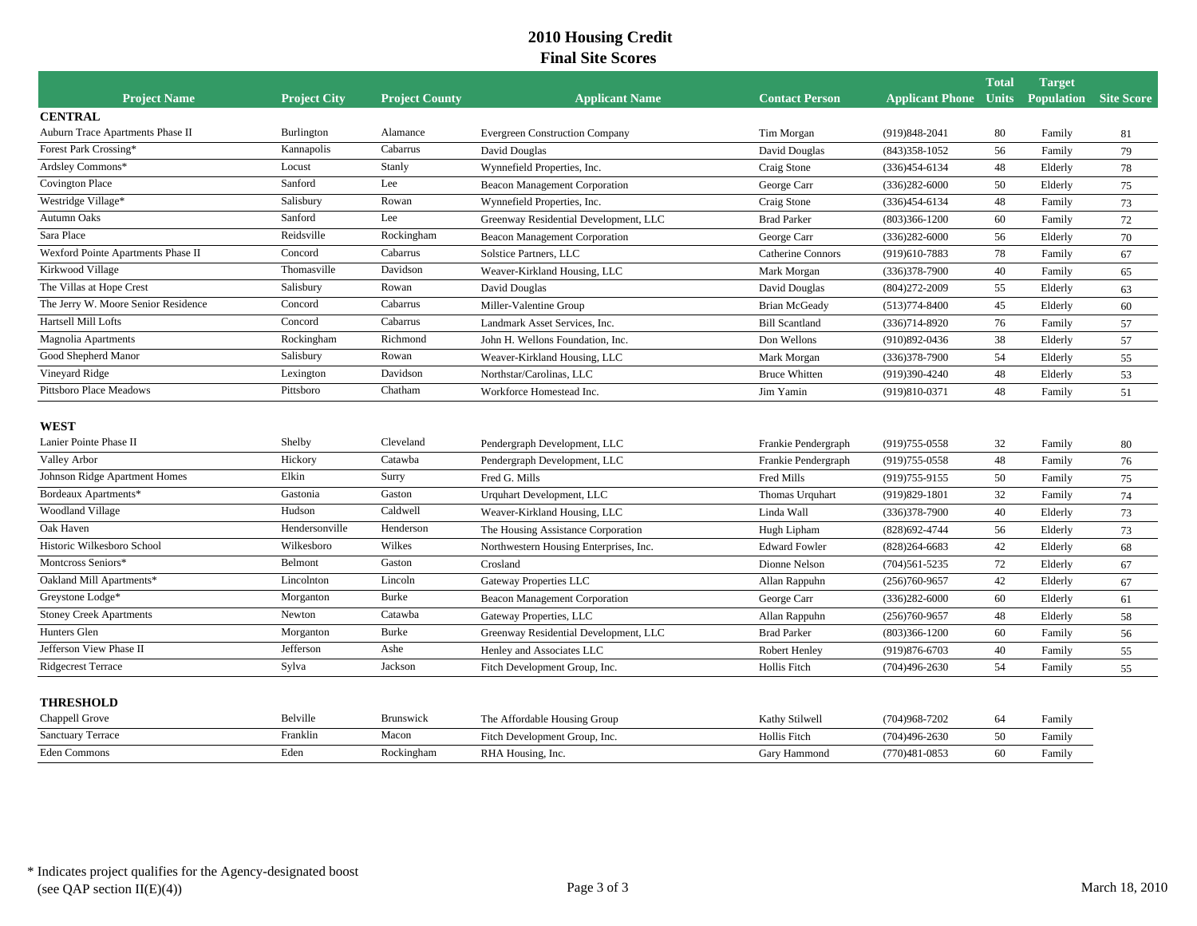# 2010 Housing Credit
## Final Site Scores

| Project Name | Project City | Project County | Applicant Name | Contact Person | Applicant Phone | Total Units | Target Population | Site Score |
|---|---|---|---|---|---|---|---|---|
| **CENTRAL** | | | | | | | | |
| Auburn Trace Apartments Phase II | Burlington | Alamance | Evergreen Construction Company | Tim Morgan | (919)848-2041 | 80 | Family | 81 |
| Forest Park Crossing* | Kannapolis | Cabarrus | David Douglas | David Douglas | (843)358-1052 | 56 | Family | 79 |
| Ardsley Commons* | Locust | Stanly | Wynnefield Properties, Inc. | Craig Stone | (336)454-6134 | 48 | Elderly | 78 |
| Covington Place | Sanford | Lee | Beacon Management Corporation | George Carr | (336)282-6000 | 50 | Elderly | 75 |
| Westridge Village* | Salisbury | Rowan | Wynnefield Properties, Inc. | Craig Stone | (336)454-6134 | 48 | Family | 73 |
| Autumn Oaks | Sanford | Lee | Greenway Residential Development, LLC | Brad Parker | (803)366-1200 | 60 | Family | 72 |
| Sara Place | Reidsville | Rockingham | Beacon Management Corporation | George Carr | (336)282-6000 | 56 | Elderly | 70 |
| Wexford Pointe Apartments Phase II | Concord | Cabarrus | Solstice Partners, LLC | Catherine Connors | (919)610-7883 | 78 | Family | 67 |
| Kirkwood Village | Thomasville | Davidson | Weaver-Kirkland Housing, LLC | Mark Morgan | (336)378-7900 | 40 | Family | 65 |
| The Villas at Hope Crest | Salisbury | Rowan | David Douglas | David Douglas | (804)272-2009 | 55 | Elderly | 63 |
| The Jerry W. Moore Senior Residence | Concord | Cabarrus | Miller-Valentine Group | Brian McGeady | (513)774-8400 | 45 | Elderly | 60 |
| Hartsell Mill Lofts | Concord | Cabarrus | Landmark Asset Services, Inc. | Bill Scantland | (336)714-8920 | 76 | Family | 57 |
| Magnolia Apartments | Rockingham | Richmond | John H. Wellons Foundation, Inc. | Don Wellons | (910)892-0436 | 38 | Elderly | 57 |
| Good Shepherd Manor | Salisbury | Rowan | Weaver-Kirkland Housing, LLC | Mark Morgan | (336)378-7900 | 54 | Elderly | 55 |
| Vineyard Ridge | Lexington | Davidson | Northstar/Carolinas, LLC | Bruce Whitten | (919)390-4240 | 48 | Elderly | 53 |
| Pittsboro Place Meadows | Pittsboro | Chatham | Workforce Homestead Inc. | Jim Yamin | (919)810-0371 | 48 | Family | 51 |
| **WEST** | | | | | | | | |
| Lanier Pointe Phase II | Shelby | Cleveland | Pendergraph Development, LLC | Frankie Pendergraph | (919)755-0558 | 32 | Family | 80 |
| Valley Arbor | Hickory | Catawba | Pendergraph Development, LLC | Frankie Pendergraph | (919)755-0558 | 48 | Family | 76 |
| Johnson Ridge Apartment Homes | Elkin | Surry | Fred G. Mills | Fred Mills | (919)755-9155 | 50 | Family | 75 |
| Bordeaux Apartments* | Gastonia | Gaston | Urquhart Development, LLC | Thomas Urquhart | (919)829-1801 | 32 | Family | 74 |
| Woodland Village | Hudson | Caldwell | Weaver-Kirkland Housing, LLC | Linda Wall | (336)378-7900 | 40 | Elderly | 73 |
| Oak Haven | Hendersonville | Henderson | The Housing Assistance Corporation | Hugh Lipham | (828)692-4744 | 56 | Elderly | 73 |
| Historic Wilkesboro School | Wilkesboro | Wilkes | Northwestern Housing Enterprises, Inc. | Edward Fowler | (828)264-6683 | 42 | Elderly | 68 |
| Montcross Seniors* | Belmont | Gaston | Crosland | Dionne Nelson | (704)561-5235 | 72 | Elderly | 67 |
| Oakland Mill Apartments* | Lincolnton | Lincoln | Gateway Properties LLC | Allan Rappuhn | (256)760-9657 | 42 | Elderly | 67 |
| Greystone Lodge* | Morganton | Burke | Beacon Management Corporation | George Carr | (336)282-6000 | 60 | Elderly | 61 |
| Stoney Creek Apartments | Newton | Catawba | Gateway Properties, LLC | Allan Rappuhn | (256)760-9657 | 48 | Elderly | 58 |
| Hunters Glen | Morganton | Burke | Greenway Residential Development, LLC | Brad Parker | (803)366-1200 | 60 | Family | 56 |
| Jefferson View Phase II | Jefferson | Ashe | Henley and Associates LLC | Robert Henley | (919)876-6703 | 40 | Family | 55 |
| Ridgecrest Terrace | Sylva | Jackson | Fitch Development Group, Inc. | Hollis Fitch | (704)496-2630 | 54 | Family | 55 |
| **THRESHOLD** | | | | | | | | |
| Chappell Grove | Belville | Brunswick | The Affordable Housing Group | Kathy Stilwell | (704)968-7202 | 64 | Family | |
| Sanctuary Terrace | Franklin | Macon | Fitch Development Group, Inc. | Hollis Fitch | (704)496-2630 | 50 | Family | |
| Eden Commons | Eden | Rockingham | RHA Housing, Inc. | Gary Hammond | (770)481-0853 | 60 | Family | |

\* Indicates project qualifies for the Agency-designated boost (see QAP section II(E)(4))

March 18, 2010